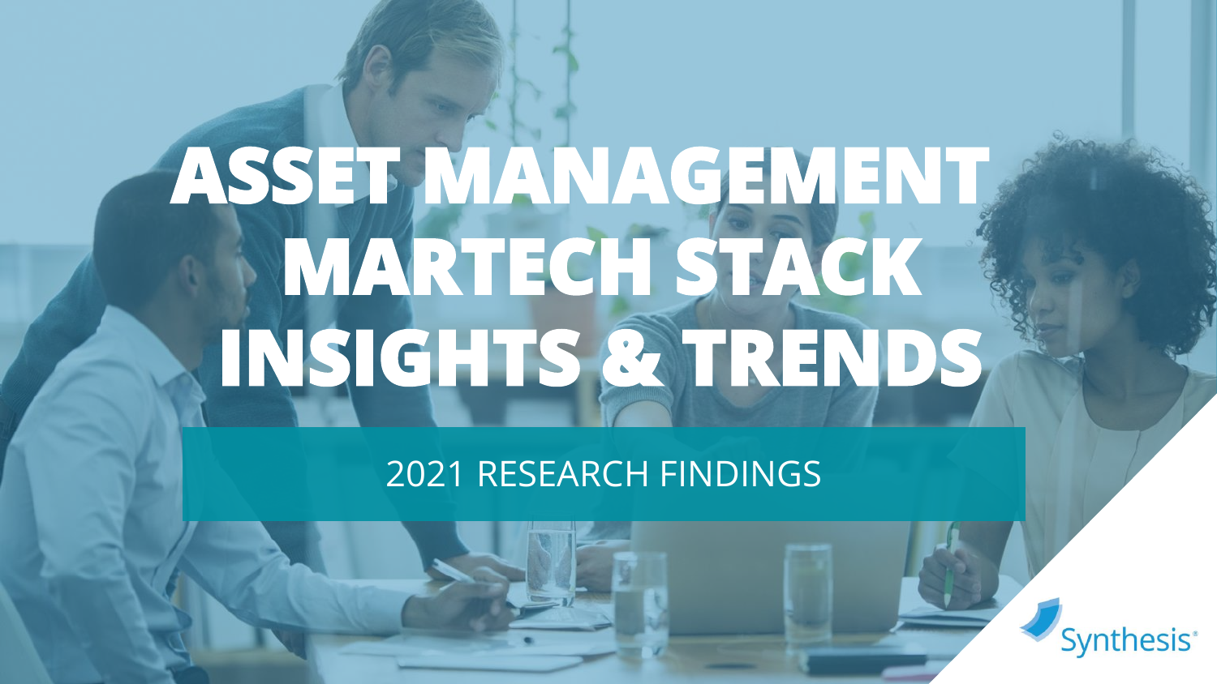# ASSET MANAGEMENT MARTECH STACK INSIGHTS & TRENDS

2021 RESEARCH FINDINGS

Synthesis®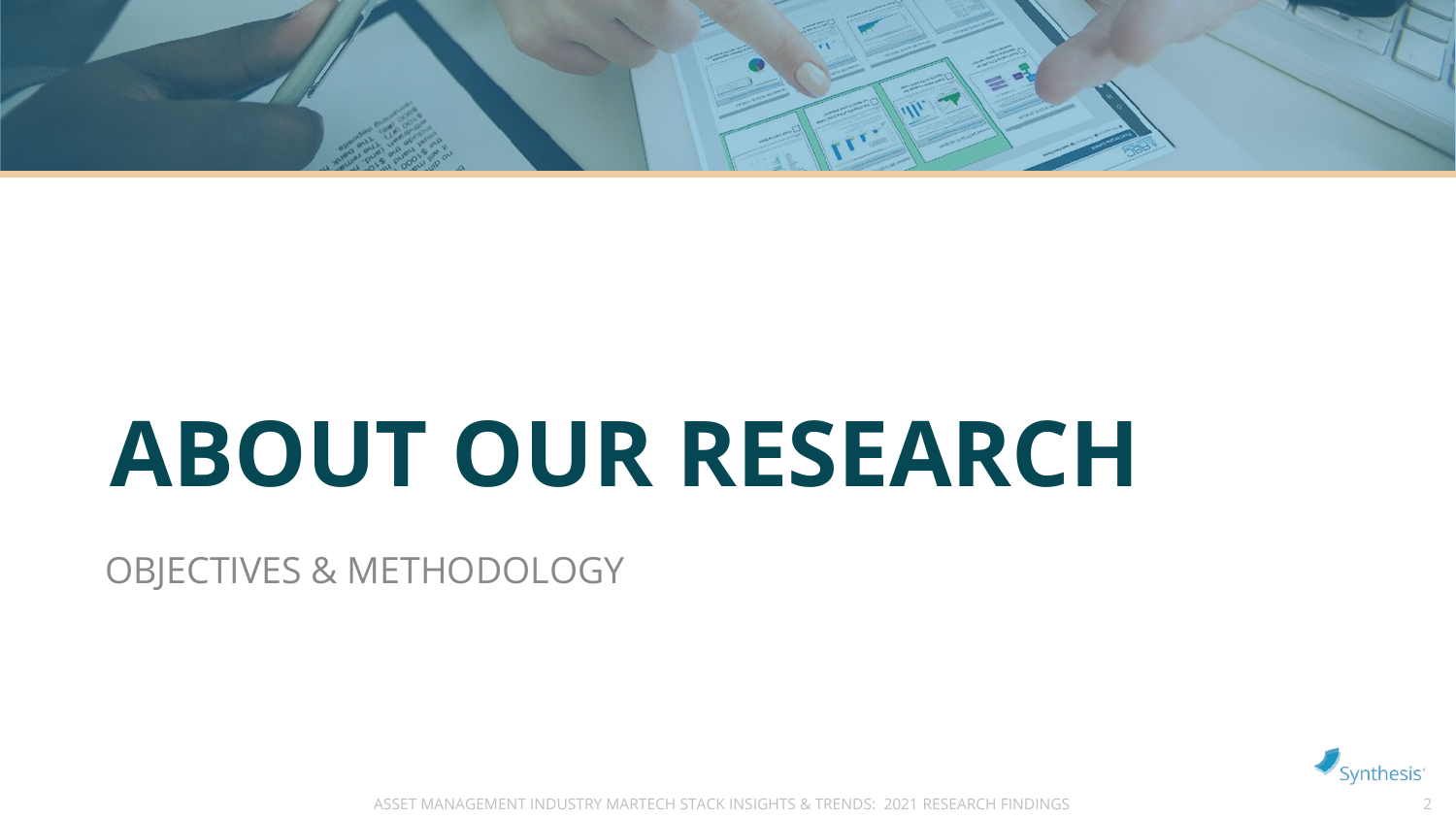# ABOUT OUR RESEARCH

OBJECTIVES & METHODOLOGY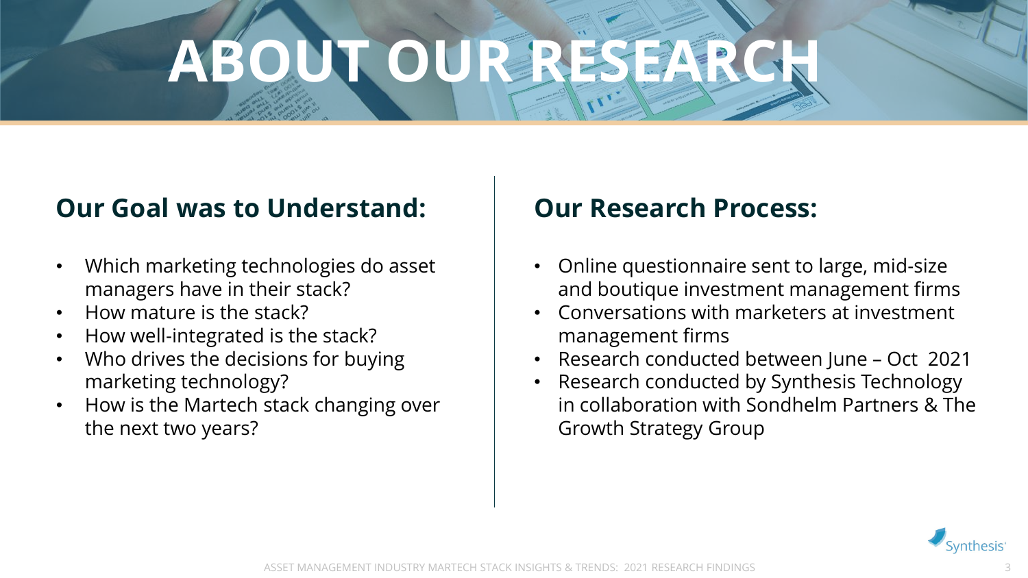# ABOUT OUR RESEARCH

## Our Goal was to Understand:

- Which marketing technologies do asset managers have in their stack?
- How mature is the stack?
- How well-integrated is the stack?
- Who drives the decisions for buying marketing technology?
- How is the Martech stack changing over the next two years?

## Our Research Process:

- Online questionnaire sent to large, mid-size and boutique investment management firms
- Conversations with marketers at investment management firms
- Research conducted between June – Oct 2021
- Research conducted by Synthesis Technology in collaboration with Sondhelm Partners & The Growth Strategy Group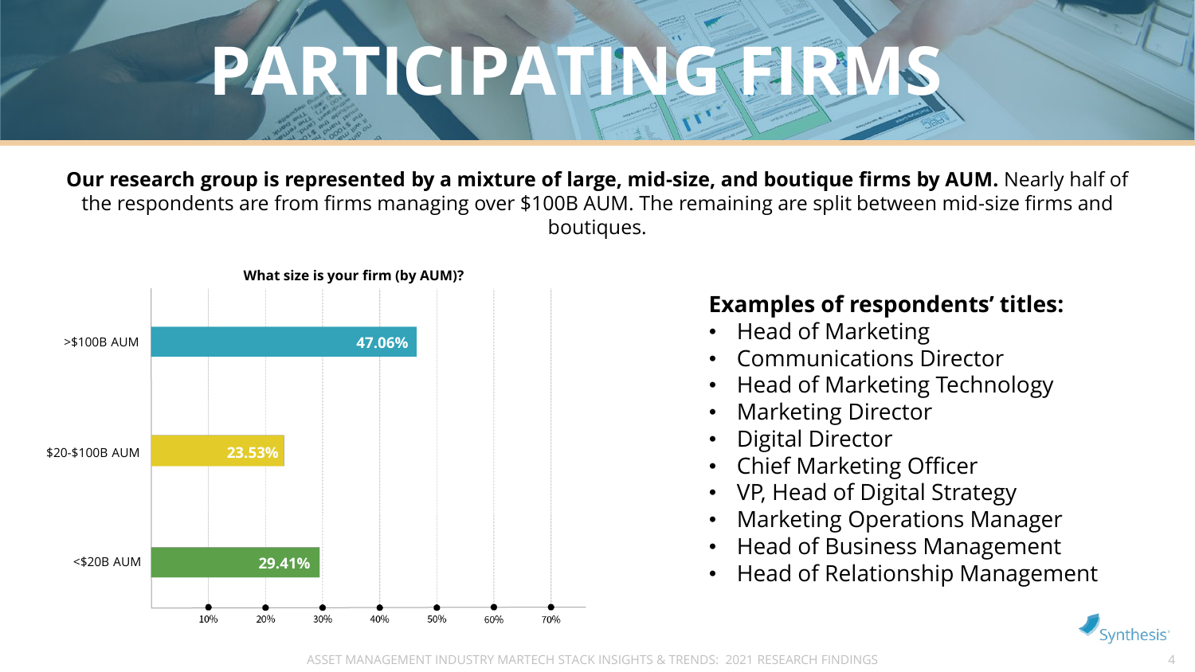# PARTICIPATING FIRMS

**Our research group is represented by a mixture of large, mid-size, and boutique firms by AUM.** Nearly half of the respondents are from firms managing over $100B AUM. The remaining are split between mid-size firms and boutiques.

**What size is your firm (by AUM)?**

| Firm size | Share |
| --- | --- |
| >$100B AUM | 47.06% |
| $20-$100B AUM | 23.53% |
| <$20B AUM | 29.41% |

### Examples of respondents' titles:

- Head of Marketing
- Communications Director
- Head of Marketing Technology
- Marketing Director
- Digital Director
- Chief Marketing Officer
- VP, Head of Digital Strategy
- Marketing Operations Manager
- Head of Business Management
- Head of Relationship Management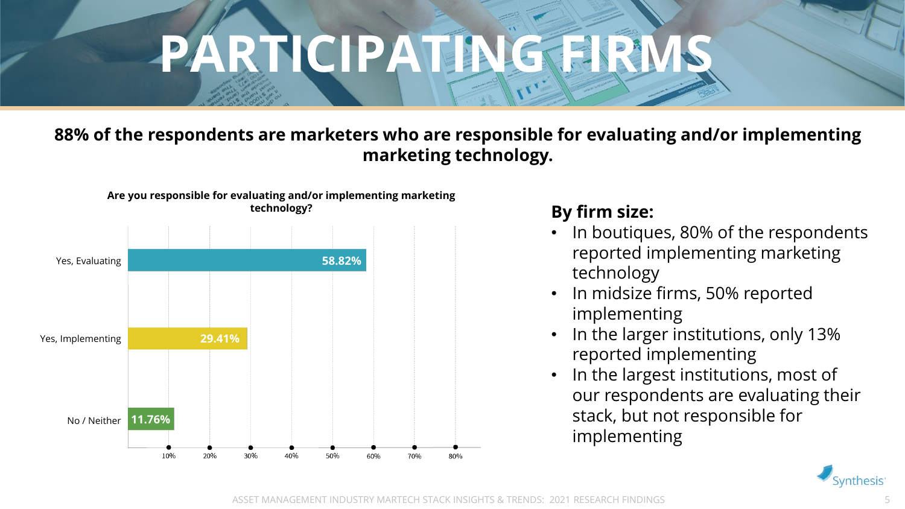# PARTICIPATING FIRMS

**88% of the respondents are marketers who are responsible for evaluating and/or implementing marketing technology.**

**Are you responsible for evaluating and/or implementing marketing technology?**

| Response | Percentage |
| --- | --- |
| Yes, Evaluating | 58.82% |
| Yes, Implementing | 29.41% |
| No / Neither | 11.76% |

**By firm size:**

- In boutiques, 80% of the respondents reported implementing marketing technology
- In midsize firms, 50% reported implementing
- In the larger institutions, only 13% reported implementing
- In the largest institutions, most of our respondents are evaluating their stack, but not responsible for implementing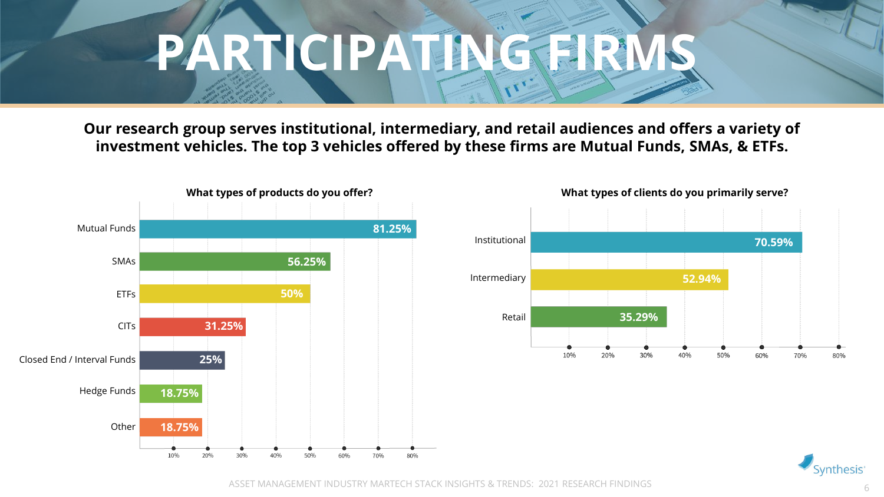# PARTICIPATING FIRMS

**Our research group serves institutional, intermediary, and retail audiences and offers a variety of investment vehicles. The top 3 vehicles offered by these firms are Mutual Funds, SMAs, & ETFs.**

**What types of products do you offer?**

| Product | Percentage |
| --- | --- |
| Mutual Funds | 81.25% |
| SMAs | 56.25% |
| ETFs | 50% |
| CITs | 31.25% |
| Closed End / Interval Funds | 25% |
| Hedge Funds | 18.75% |
| Other | 18.75% |

**What types of clients do you primarily serve?**

| Client Type | Percentage |
| --- | --- |
| Institutional | 70.59% |
| Intermediary | 52.94% |
| Retail | 35.29% |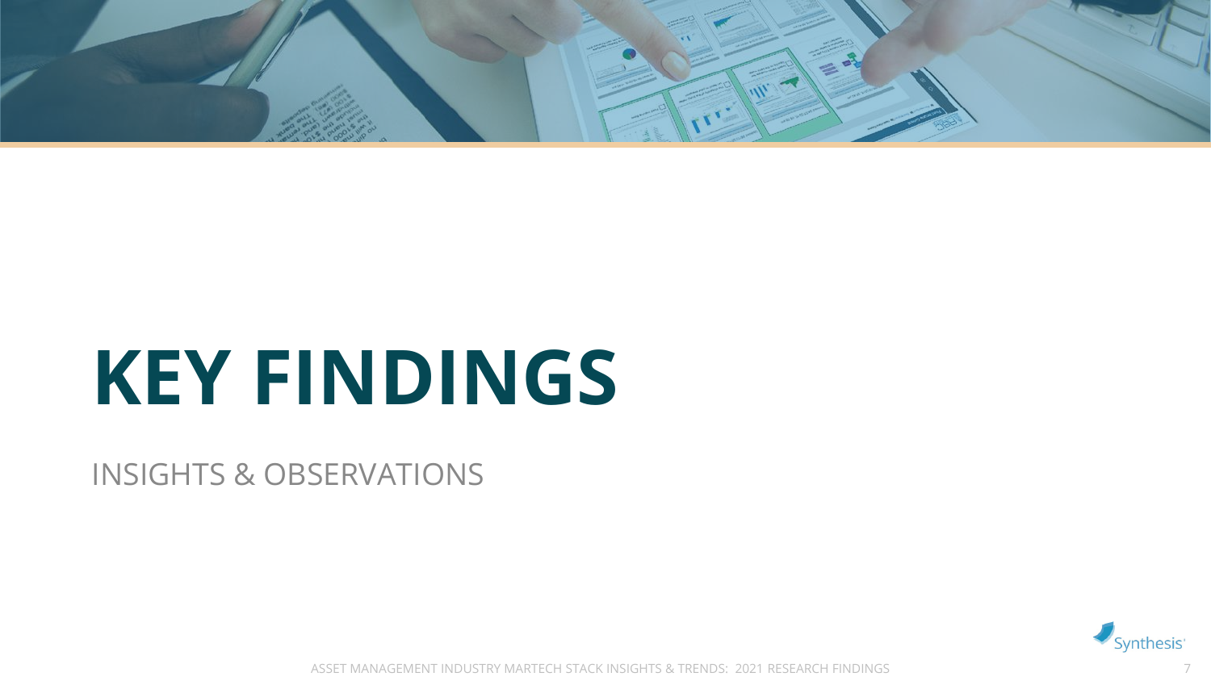# KEY FINDINGS

INSIGHTS & OBSERVATIONS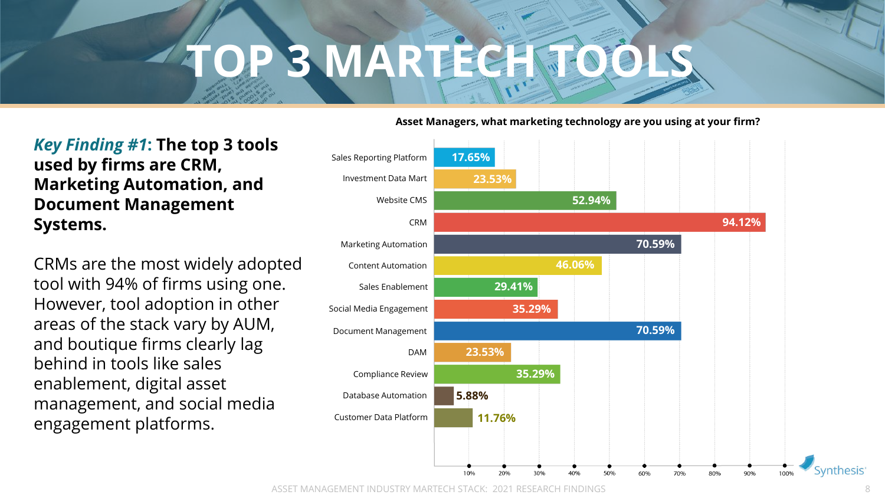# TOP 3 MARTECH TOOLS

***Key Finding #1*: The top 3 tools used by firms are CRM, Marketing Automation, and Document Management Systems.**

CRMs are the most widely adopted tool with 94% of firms using one. However, tool adoption in other areas of the stack vary by AUM, and boutique firms clearly lag behind in tools like sales enablement, digital asset management, and social media engagement platforms.

**Asset Managers, what marketing technology are you using at your firm?**

| Tool | Percentage |
| --- | --- |
| Sales Reporting Platform | 17.65% |
| Investment Data Mart | 23.53% |
| Website CMS | 52.94% |
| CRM | 94.12% |
| Marketing Automation | 70.59% |
| Content Automation | 46.06% |
| Sales Enablement | 29.41% |
| Social Media Engagement | 35.29% |
| Document Management | 70.59% |
| DAM | 23.53% |
| Compliance Review | 35.29% |
| Database Automation | 5.88% |
| Customer Data Platform | 11.76% |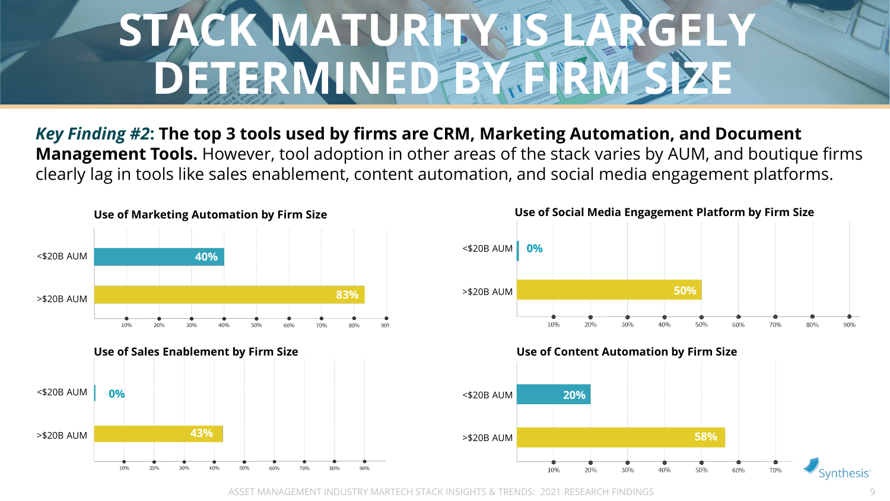# STACK MATURITY IS LARGELY DETERMINED BY FIRM SIZE

***Key Finding #2*: The top 3 tools used by firms are CRM, Marketing Automation, and Document Management Tools.** However, tool adoption in other areas of the stack varies by AUM, and boutique firms clearly lag in tools like sales enablement, content automation, and social media engagement platforms.

**Use of Marketing Automation by Firm Size**

| Firm Size | Use |
|---|---|
| <$20B AUM | 40% |
| >$20B AUM | 83% |

**Use of Social Media Engagement Platform by Firm Size**

| Firm Size | Use |
|---|---|
| <$20B AUM | 0% |
| >$20B AUM | 50% |

**Use of Sales Enablement by Firm Size**

| Firm Size | Use |
|---|---|
| <$20B AUM | 0% |
| >$20B AUM | 43% |

**Use of Content Automation by Firm Size**

| Firm Size | Use |
|---|---|
| <$20B AUM | 20% |
| >$20B AUM | 58% |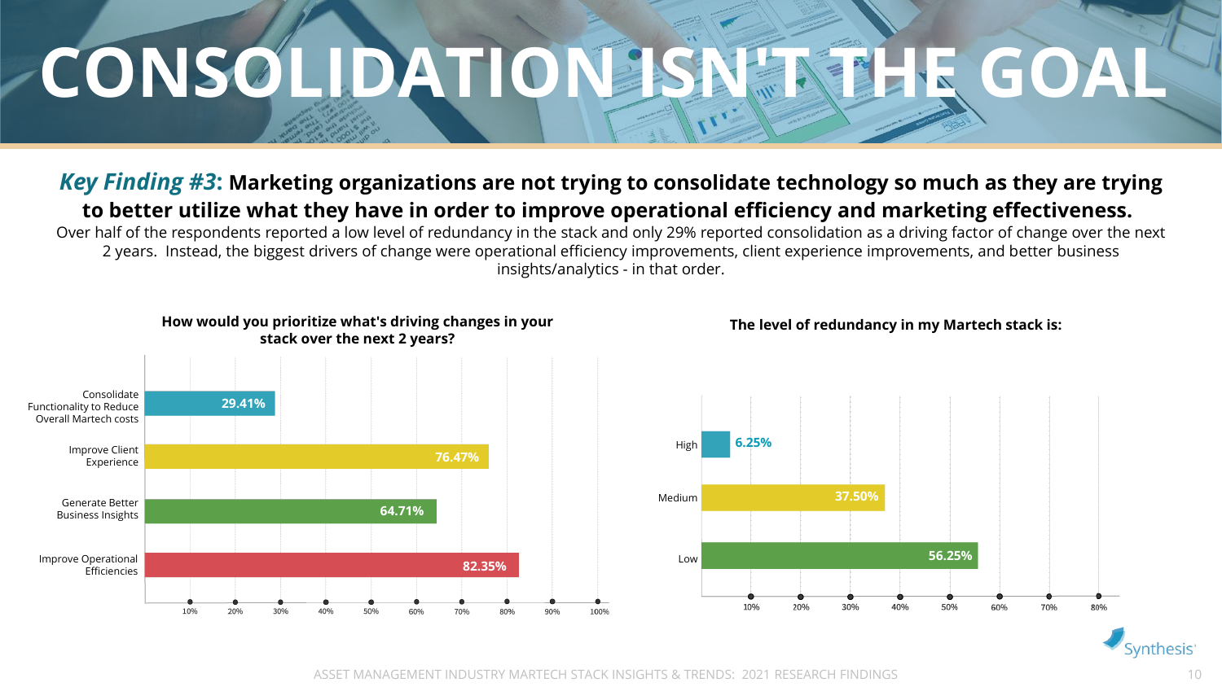# CONSOLIDATION ISN'T THE GOAL

***Key Finding #3*: Marketing organizations are not trying to consolidate technology so much as they are trying to better utilize what they have in order to improve operational efficiency and marketing effectiveness.**

Over half of the respondents reported a low level of redundancy in the stack and only 29% reported consolidation as a driving factor of change over the next 2 years. Instead, the biggest drivers of change were operational efficiency improvements, client experience improvements, and better business insights/analytics - in that order.

**How would you prioritize what's driving changes in your stack over the next 2 years?**

| Driver | Percentage |
| --- | --- |
| Consolidate Functionality to Reduce Overall Martech costs | 29.41% |
| Improve Client Experience | 76.47% |
| Generate Better Business Insights | 64.71% |
| Improve Operational Efficiencies | 82.35% |

**The level of redundancy in my Martech stack is:**

| Level | Percentage |
| --- | --- |
| High | 6.25% |
| Medium | 37.50% |
| Low | 56.25% |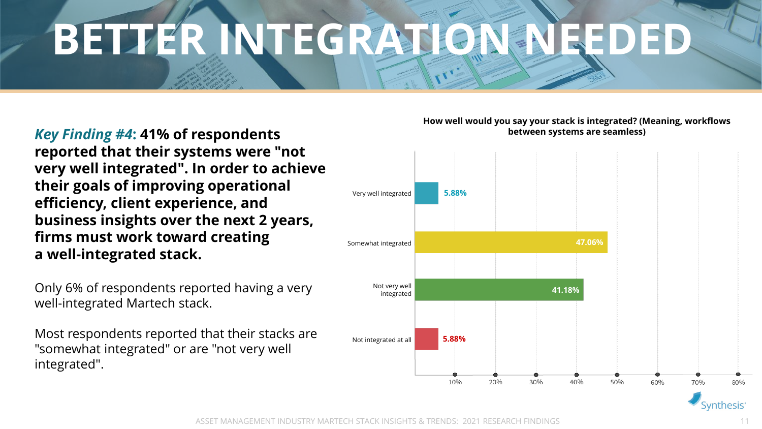# BETTER INTEGRATION NEEDED

***Key Finding #4*: 41% of respondents reported that their systems were "not very well integrated". In order to achieve their goals of improving operational efficiency, client experience, and business insights over the next 2 years, firms must work toward creating a well-integrated stack.**

Only 6% of respondents reported having a very well-integrated Martech stack.

Most respondents reported that their stacks are "somewhat integrated" or are "not very well integrated".

**How well would you say your stack is integrated? (Meaning, workflows between systems are seamless)**

| Response | Percentage |
| --- | --- |
| Very well integrated | 5.88% |
| Somewhat integrated | 47.06% |
| Not very well integrated | 41.18% |
| Not integrated at all | 5.88% |

Synthesis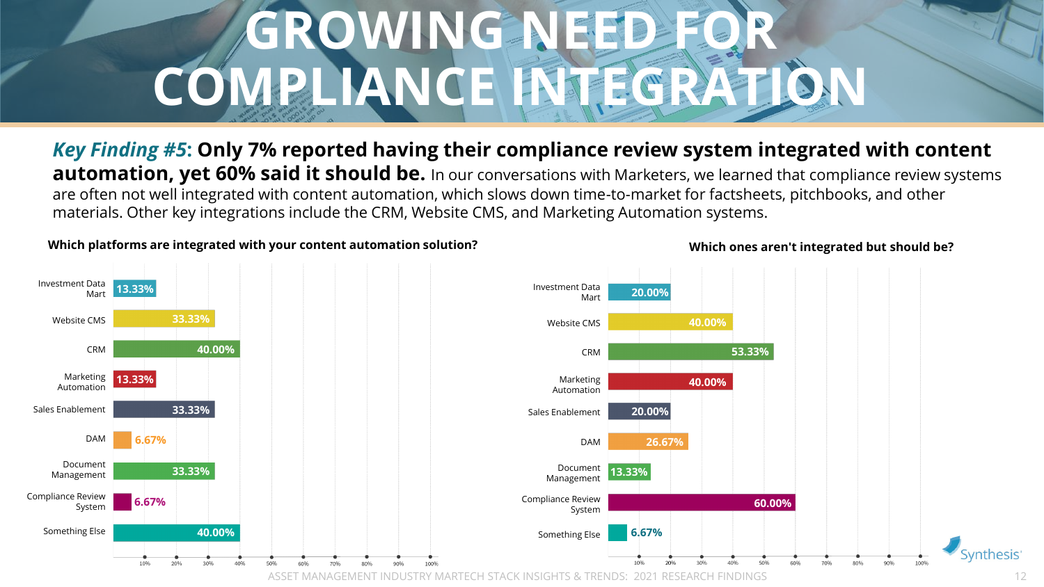# GROWING NEED FOR COMPLIANCE INTEGRATION

***Key Finding #5*: Only 7% reported having their compliance review system integrated with content automation, yet 60% said it should be.** In our conversations with Marketers, we learned that compliance review systems are often not well integrated with content automation, which slows down time-to-market for factsheets, pitchbooks, and other materials. Other key integrations include the CRM, Website CMS, and Marketing Automation systems.

**Which platforms are integrated with your content automation solution?**

| Platform | Percentage |
| --- | --- |
| Investment Data Mart | 13.33% |
| Website CMS | 33.33% |
| CRM | 40.00% |
| Marketing Automation | 13.33% |
| Sales Enablement | 33.33% |
| DAM | 6.67% |
| Document Management | 33.33% |
| Compliance Review System | 6.67% |
| Something Else | 40.00% |

**Which ones aren't integrated but should be?**

| Platform | Percentage |
| --- | --- |
| Investment Data Mart | 20.00% |
| Website CMS | 40.00% |
| CRM | 53.33% |
| Marketing Automation | 40.00% |
| Sales Enablement | 20.00% |
| DAM | 26.67% |
| Document Management | 13.33% |
| Compliance Review System | 60.00% |
| Something Else | 6.67% |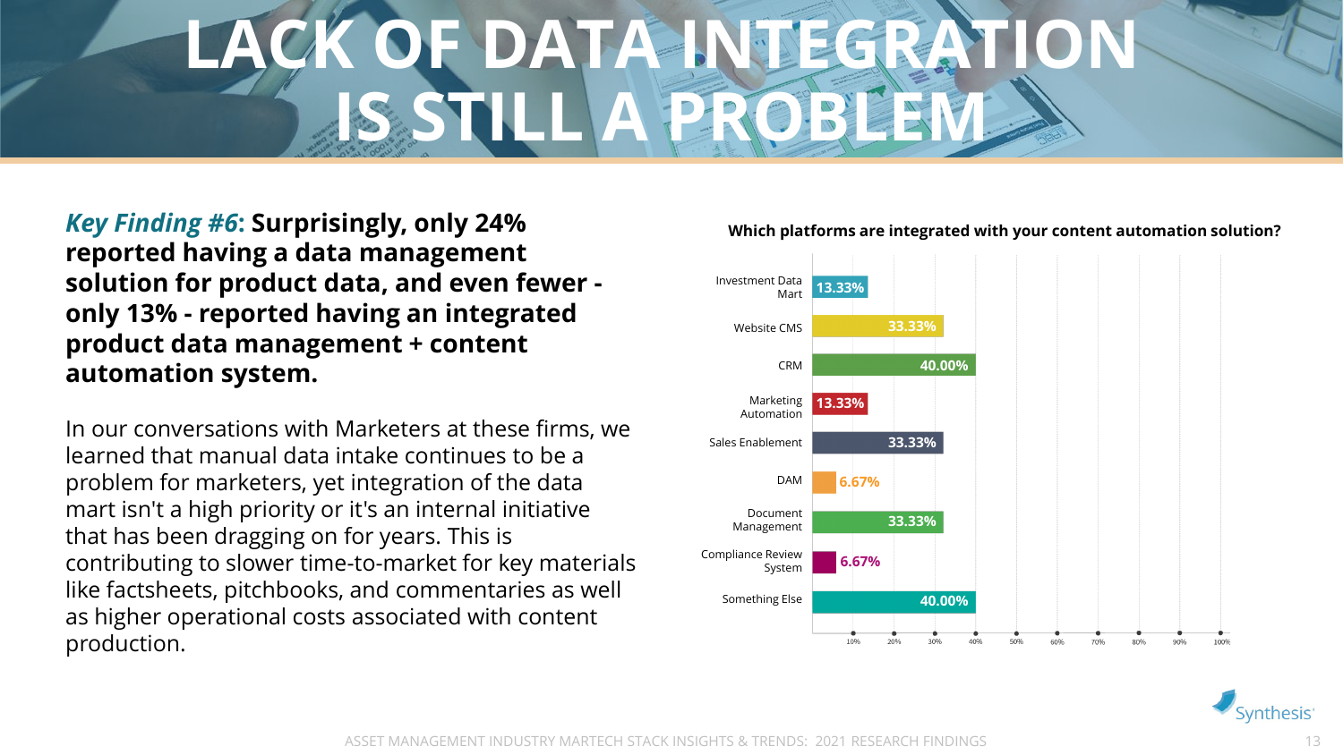# LACK OF DATA INTEGRATION IS STILL A PROBLEM

***Key Finding #6*: Surprisingly, only 24% reported having a data management solution for product data, and even fewer - only 13% - reported having an integrated product data management + content automation system.**

In our conversations with Marketers at these firms, we learned that manual data intake continues to be a problem for marketers, yet integration of the data mart isn't a high priority or it's an internal initiative that has been dragging on for years. This is contributing to slower time-to-market for key materials like factsheets, pitchbooks, and commentaries as well as higher operational costs associated with content production.

**Which platforms are integrated with your content automation solution?**

| Platform | Percentage |
| --- | --- |
| Investment Data Mart | 13.33% |
| Website CMS | 33.33% |
| CRM | 40.00% |
| Marketing Automation | 13.33% |
| Sales Enablement | 33.33% |
| DAM | 6.67% |
| Document Management | 33.33% |
| Compliance Review System | 6.67% |
| Something Else | 40.00% |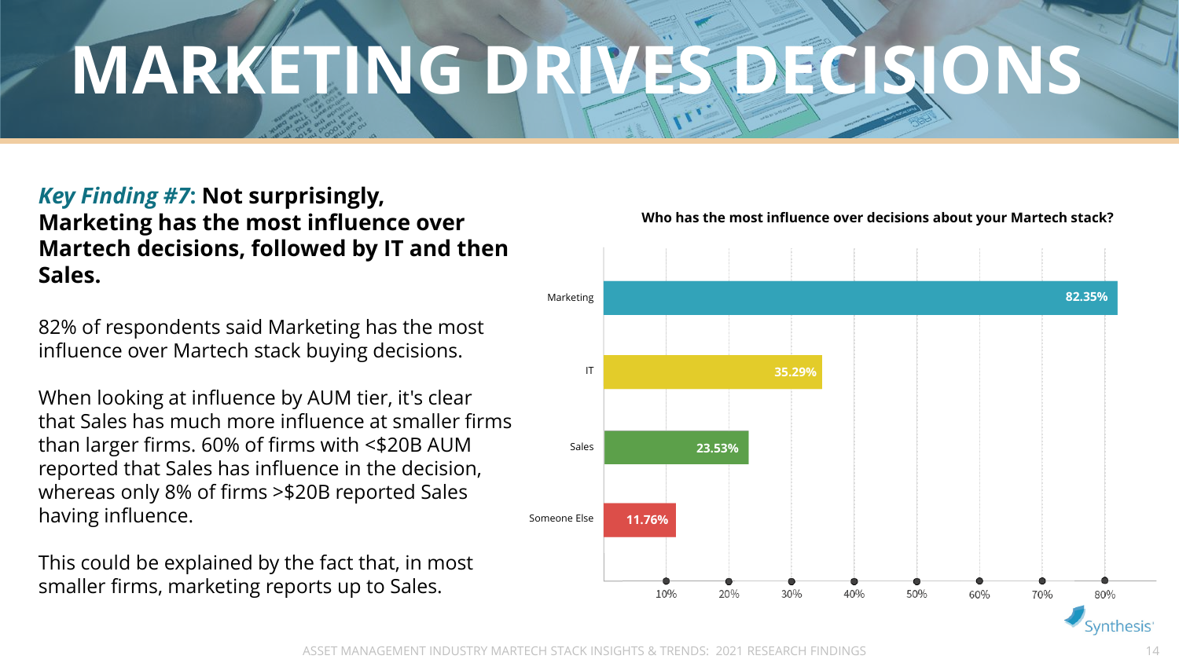# MARKETING DRIVES DECISIONS

***Key Finding #7*: Not surprisingly, Marketing has the most influence over Martech decisions, followed by IT and then Sales.**

82% of respondents said Marketing has the most influence over Martech stack buying decisions.

When looking at influence by AUM tier, it's clear that Sales has much more influence at smaller firms than larger firms. 60% of firms with <$20B AUM reported that Sales has influence in the decision, whereas only 8% of firms >$20B reported Sales having influence.

This could be explained by the fact that, in most smaller firms, marketing reports up to Sales.

**Who has the most influence over decisions about your Martech stack?**

| Group | Percentage |
| --- | --- |
| Marketing | 82.35% |
| IT | 35.29% |
| Sales | 23.53% |
| Someone Else | 11.76% |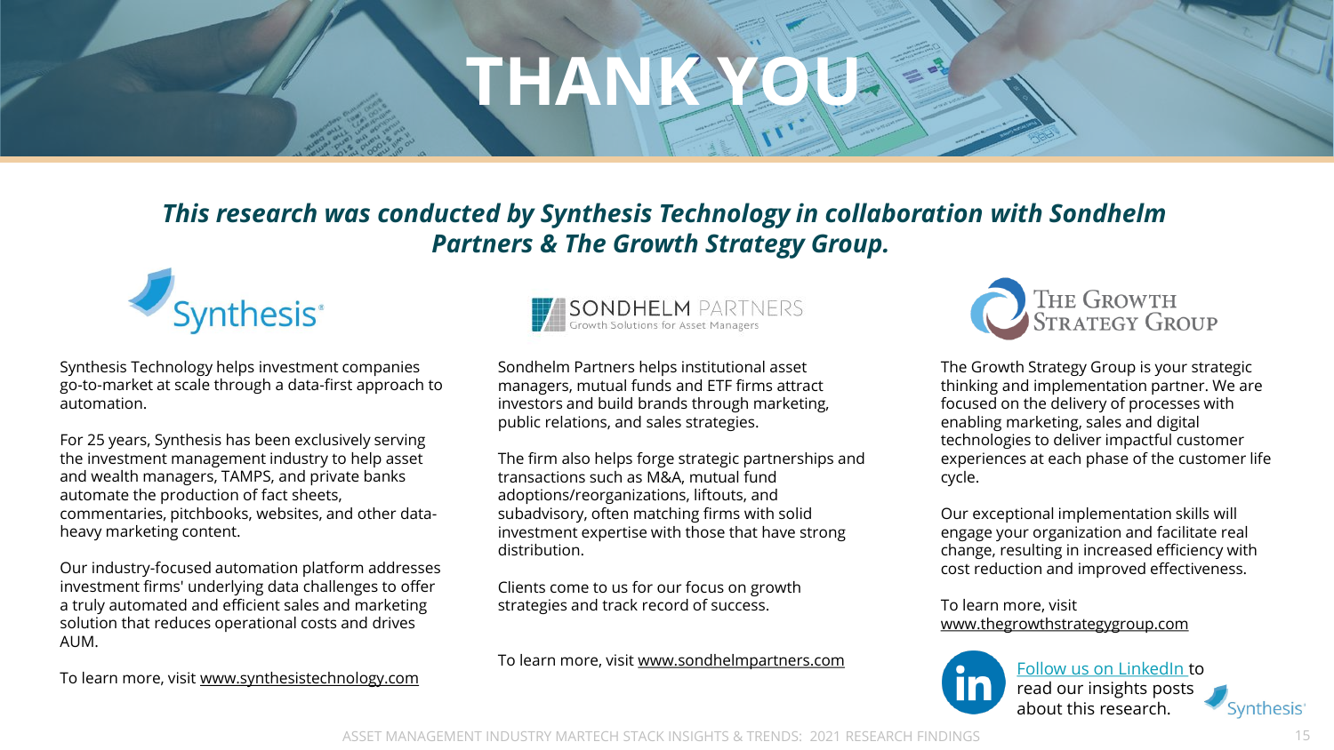# THANK YOU

***This research was conducted by Synthesis Technology in collaboration with Sondhelm Partners & The Growth Strategy Group.***

Synthesis®

Synthesis Technology helps investment companies go-to-market at scale through a data-first approach to automation.

For 25 years, Synthesis has been exclusively serving the investment management industry to help asset and wealth managers, TAMPS, and private banks automate the production of fact sheets, commentaries, pitchbooks, websites, and other data-heavy marketing content.

Our industry-focused automation platform addresses investment firms' underlying data challenges to offer a truly automated and efficient sales and marketing solution that reduces operational costs and drives AUM.

To learn more, visit www.synthesistechnology.com

SONDHELM PARTNERS
Growth Solutions for Asset Managers

Sondhelm Partners helps institutional asset managers, mutual funds and ETF firms attract investors and build brands through marketing, public relations, and sales strategies.

The firm also helps forge strategic partnerships and transactions such as M&A, mutual fund adoptions/reorganizations, liftouts, and subadvisory, often matching firms with solid investment expertise with those that have strong distribution.

Clients come to us for our focus on growth strategies and track record of success.

To learn more, visit www.sondhelmpartners.com

THE GROWTH STRATEGY GROUP

The Growth Strategy Group is your strategic thinking and implementation partner. We are focused on the delivery of processes with enabling marketing, sales and digital technologies to deliver impactful customer experiences at each phase of the customer life cycle.

Our exceptional implementation skills will engage your organization and facilitate real change, resulting in increased efficiency with cost reduction and improved effectiveness.

To learn more, visit www.thegrowthstrategygroup.com

Follow us on LinkedIn to read our insights posts about this research.